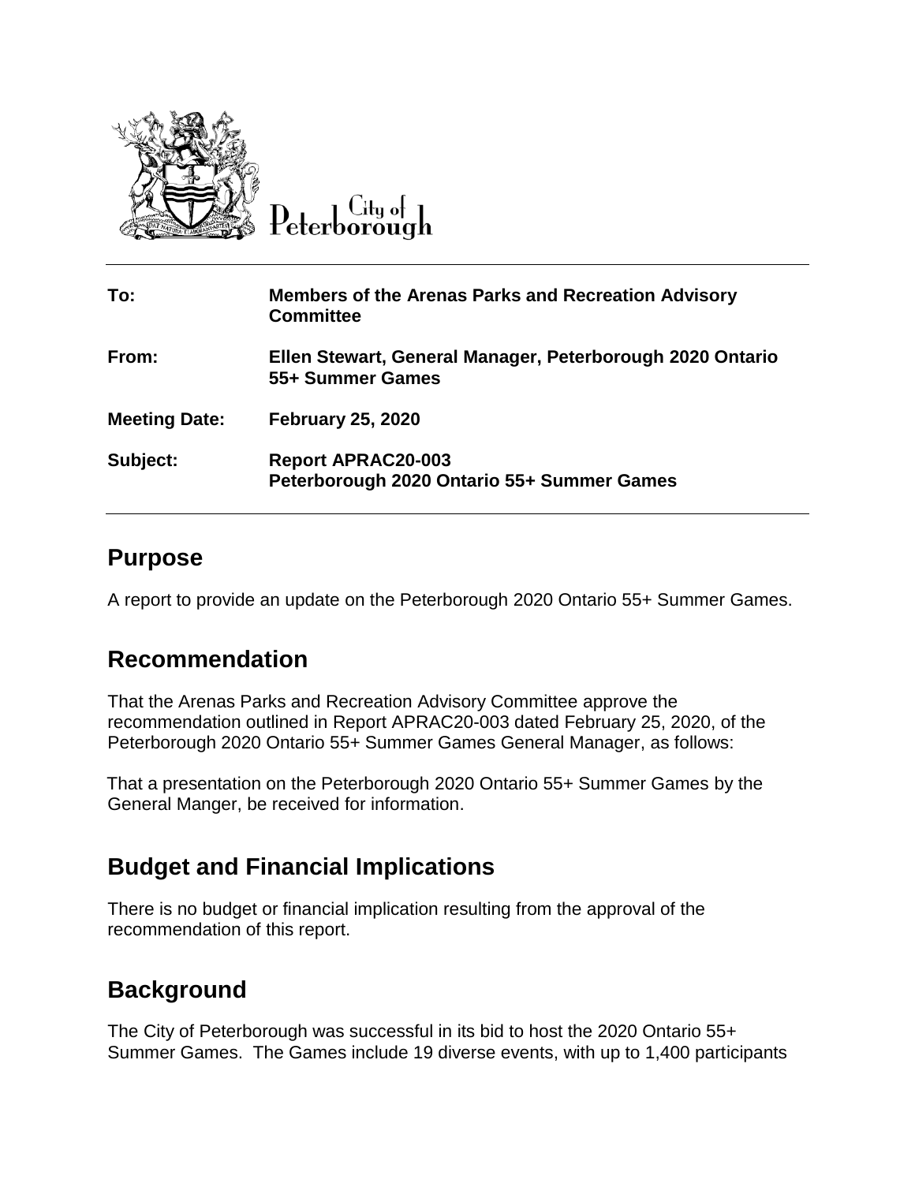City of Peterborough

| | |
|---|---|
| **To:** | **Members of the Arenas Parks and Recreation Advisory Committee** |
| **From:** | **Ellen Stewart, General Manager, Peterborough 2020 Ontario 55+ Summer Games** |
| **Meeting Date:** | **February 25, 2020** |
| **Subject:** | **Report APRAC20-003**<br>**Peterborough 2020 Ontario 55+ Summer Games** |

## Purpose

A report to provide an update on the Peterborough 2020 Ontario 55+ Summer Games.

## Recommendation

That the Arenas Parks and Recreation Advisory Committee approve the recommendation outlined in Report APRAC20-003 dated February 25, 2020, of the Peterborough 2020 Ontario 55+ Summer Games General Manager, as follows:

That a presentation on the Peterborough 2020 Ontario 55+ Summer Games by the General Manger, be received for information.

## Budget and Financial Implications

There is no budget or financial implication resulting from the approval of the recommendation of this report.

## Background

The City of Peterborough was successful in its bid to host the 2020 Ontario 55+ Summer Games. The Games include 19 diverse events, with up to 1,400 participants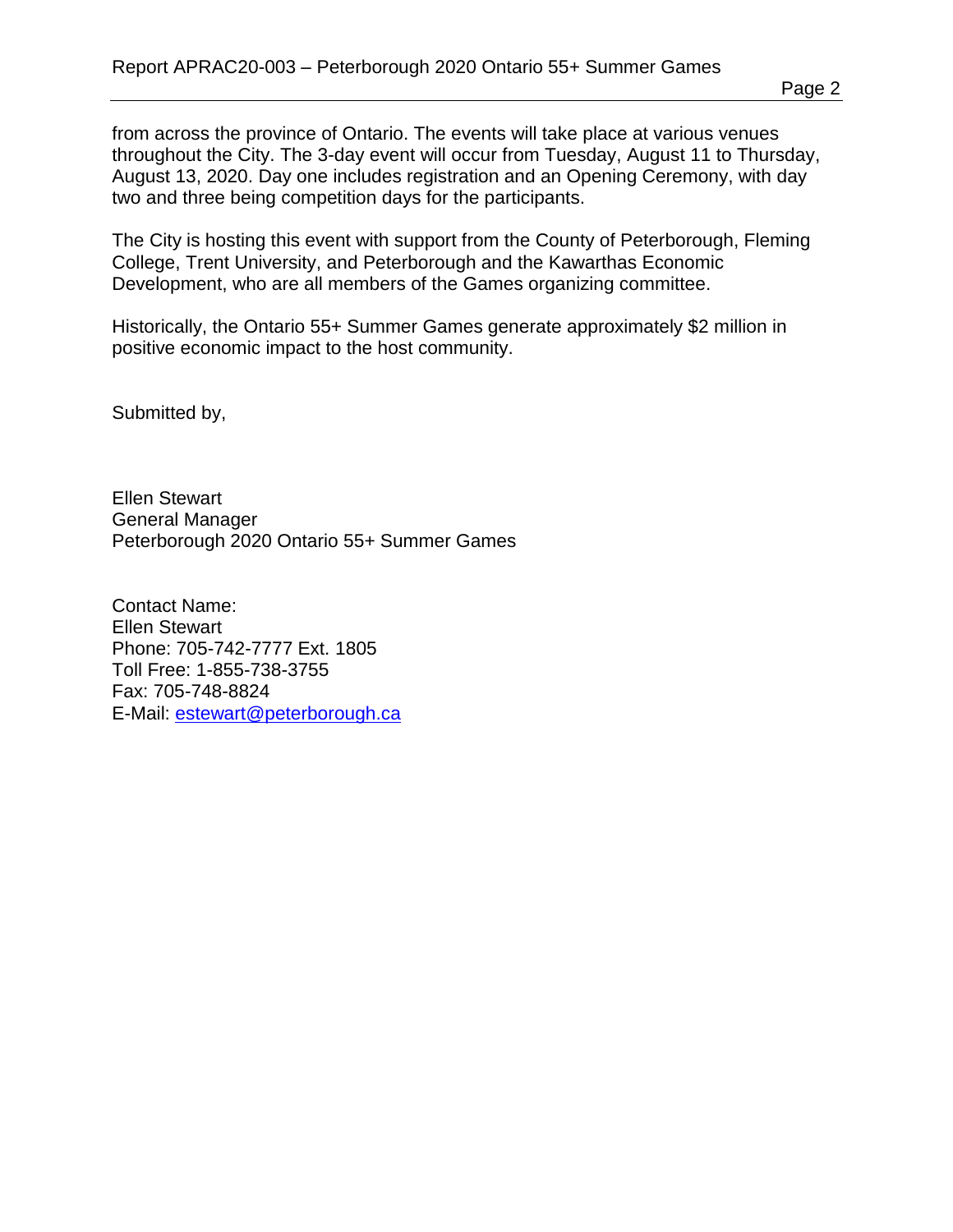from across the province of Ontario. The events will take place at various venues throughout the City. The 3-day event will occur from Tuesday, August 11 to Thursday, August 13, 2020. Day one includes registration and an Opening Ceremony, with day two and three being competition days for the participants.

The City is hosting this event with support from the County of Peterborough, Fleming College, Trent University, and Peterborough and the Kawarthas Economic Development, who are all members of the Games organizing committee.

Historically, the Ontario 55+ Summer Games generate approximately $2 million in positive economic impact to the host community.

Submitted by,

Ellen Stewart
General Manager
Peterborough 2020 Ontario 55+ Summer Games

Contact Name:
Ellen Stewart
Phone: 705-742-7777 Ext. 1805
Toll Free: 1-855-738-3755
Fax: 705-748-8824
E-Mail: [estewart@peterborough.ca](mailto:estewart@peterborough.ca)